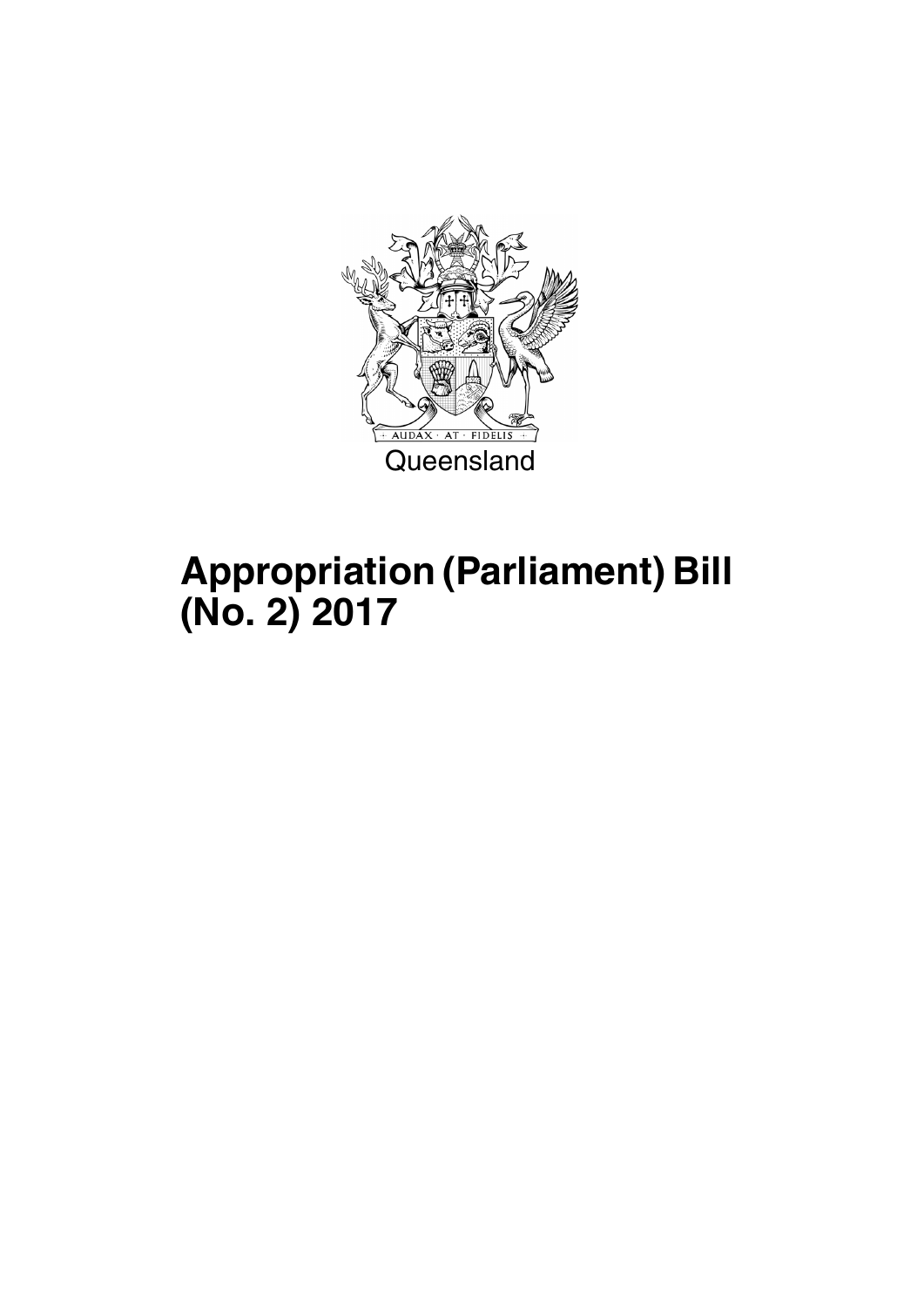AUDAX · AT · FIDELIS

Queensland

# Appropriation (Parliament) Bill (No. 2) 2017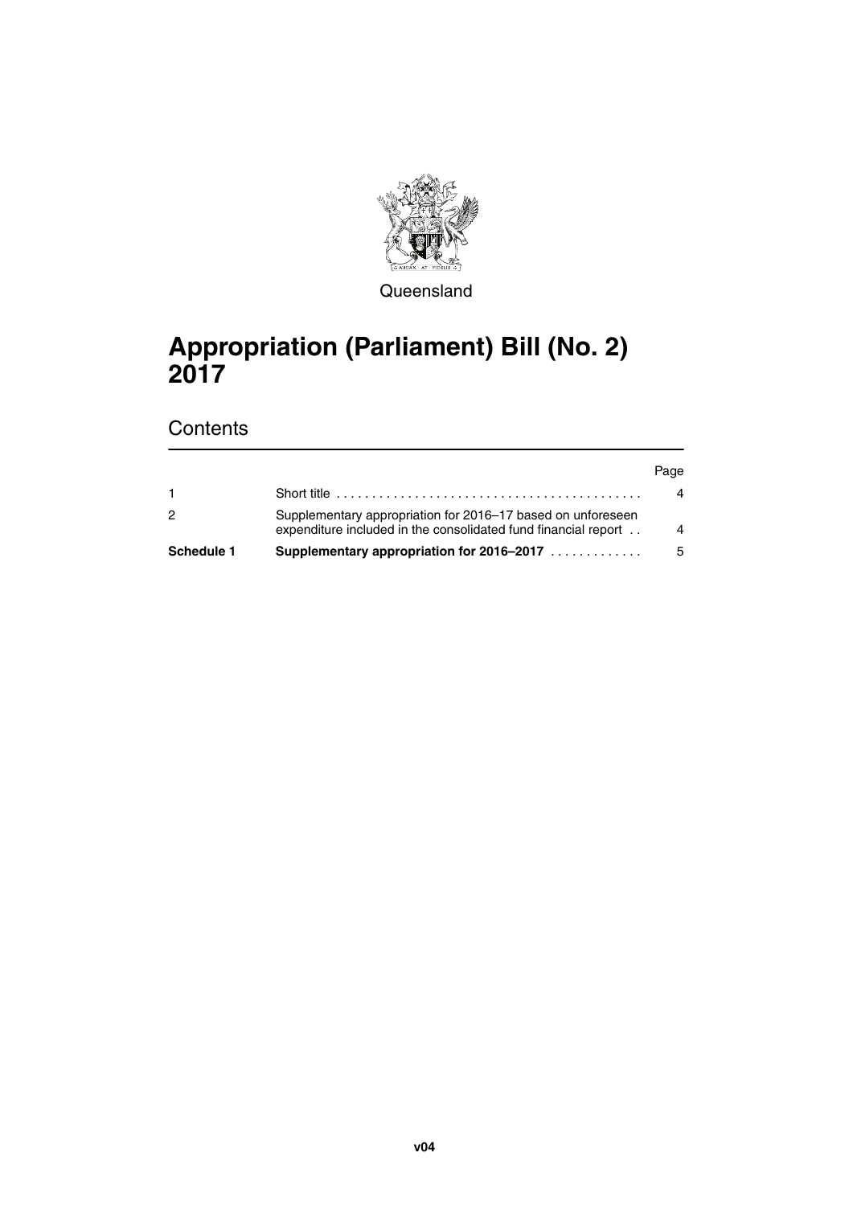Queensland

# Appropriation (Parliament) Bill (No. 2) 2017

## Contents

| | | Page |
|---|---|---|
| 1 | Short title | 4 |
| 2 | Supplementary appropriation for 2016–17 based on unforeseen expenditure included in the consolidated fund financial report | 4 |
| **Schedule 1** | **Supplementary appropriation for 2016–2017** | 5 |

**v04**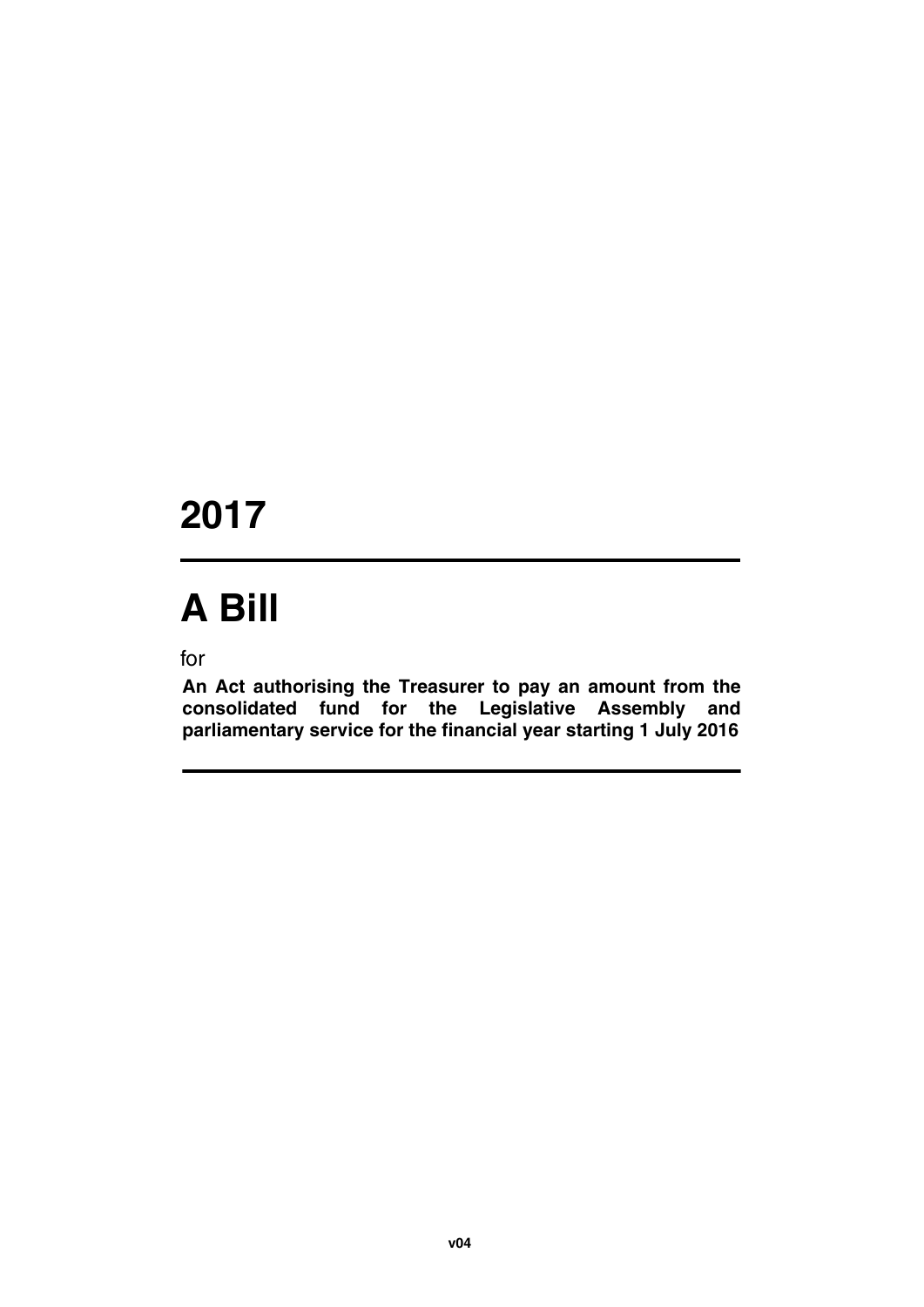# 2017

# A Bill

for

**An Act authorising the Treasurer to pay an amount from the consolidated fund for the Legislative Assembly and parliamentary service for the financial year starting 1 July 2016**

v04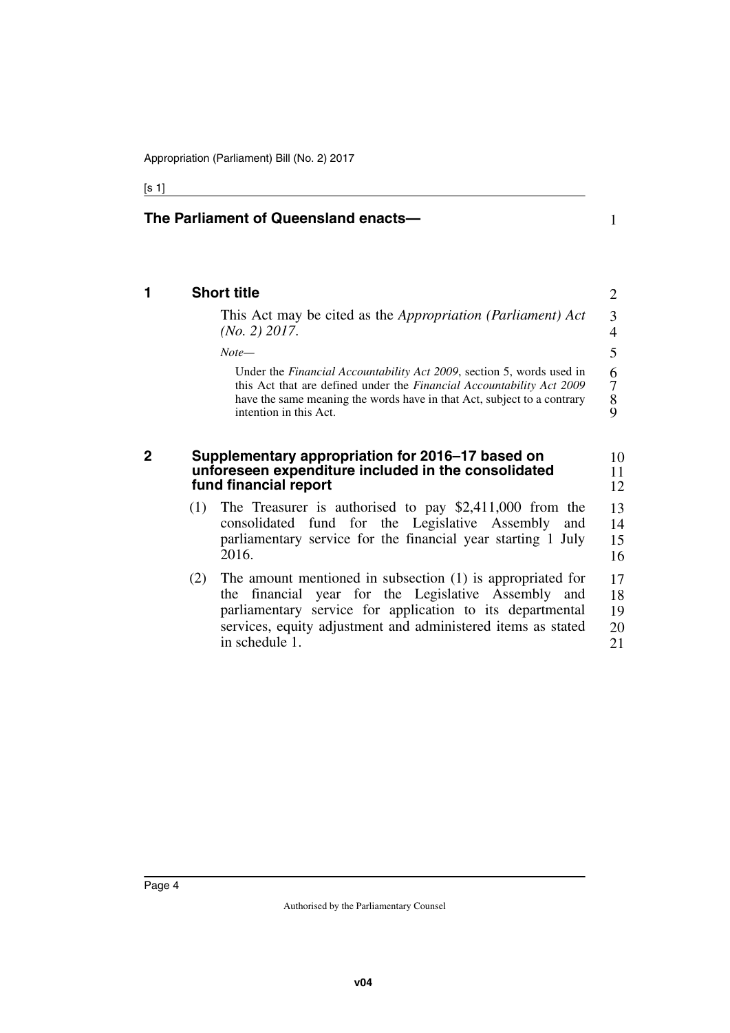## The Parliament of Queensland enacts—

### 1 Short title

This Act may be cited as the *Appropriation (Parliament) Act (No. 2) 2017*.

*Note—*

Under the *Financial Accountability Act 2009*, section 5, words used in this Act that are defined under the *Financial Accountability Act 2009* have the same meaning the words have in that Act, subject to a contrary intention in this Act.

### 2 Supplementary appropriation for 2016–17 based on unforeseen expenditure included in the consolidated fund financial report

(1) The Treasurer is authorised to pay $2,411,000 from the consolidated fund for the Legislative Assembly and parliamentary service for the financial year starting 1 July 2016.

(2) The amount mentioned in subsection (1) is appropriated for the financial year for the Legislative Assembly and parliamentary service for application to its departmental services, equity adjustment and administered items as stated in schedule 1.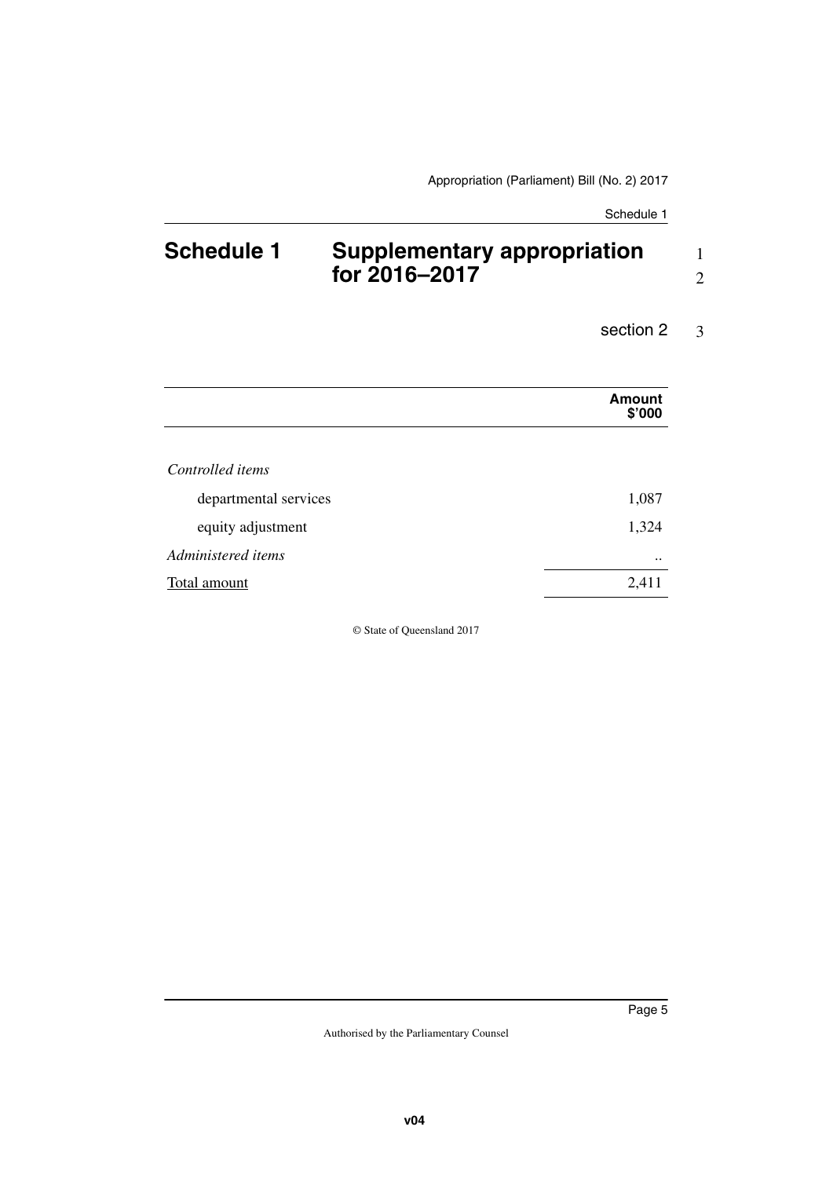# Schedule 1 Supplementary appropriation for 2016–2017

section 2

| | Amount $'000 |
|---|---|
| *Controlled items* | |
| departmental services | 1,087 |
| equity adjustment | 1,324 |
| *Administered items* | .. |
| Total amount | 2,411 |

© State of Queensland 2017